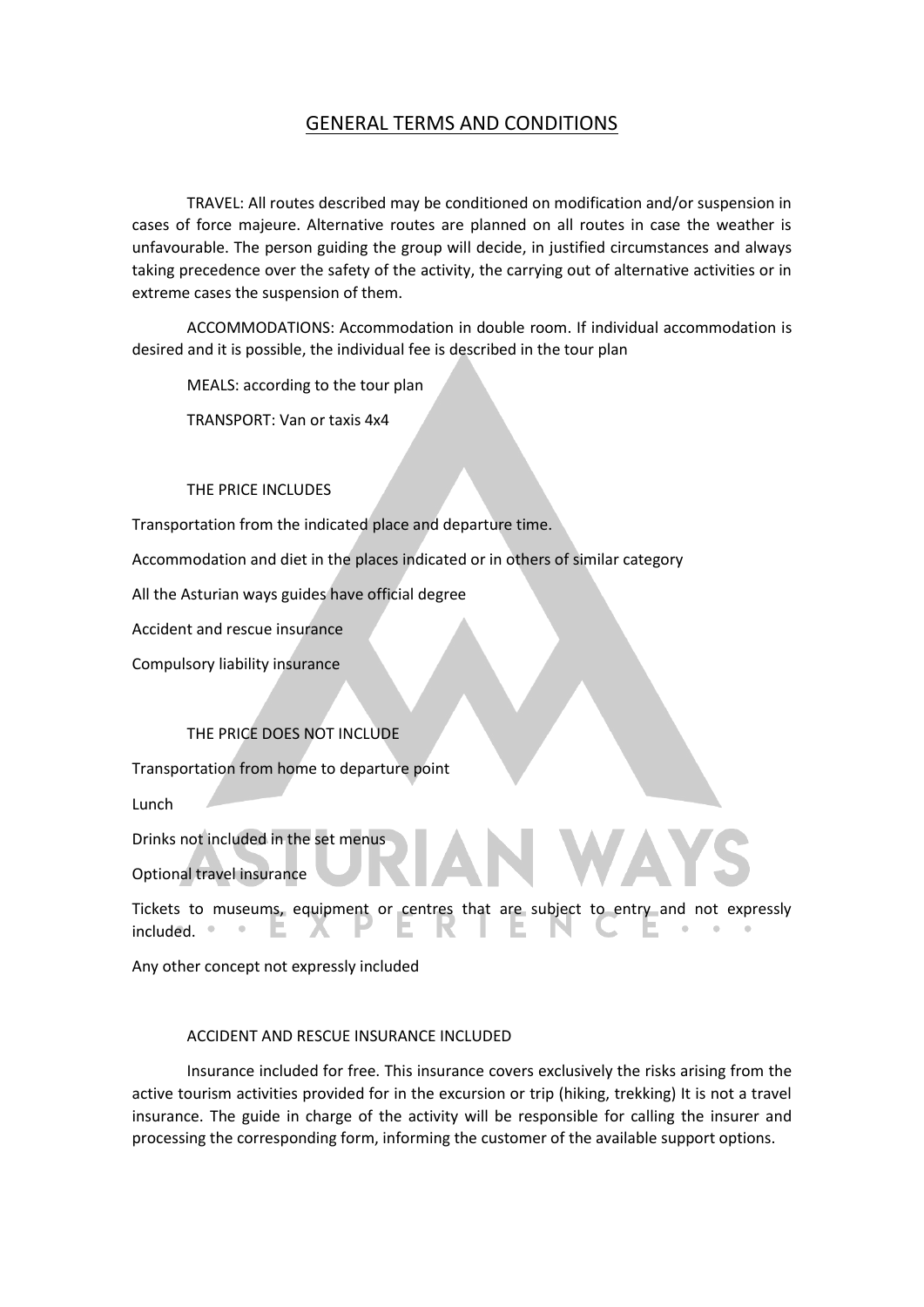# GENERAL TERMS AND CONDITIONS

TRAVEL: All routes described may be conditioned on modification and/or suspension in cases of force majeure. Alternative routes are planned on all routes in case the weather is unfavourable. The person guiding the group will decide, in justified circumstances and always taking precedence over the safety of the activity, the carrying out of alternative activities or in extreme cases the suspension of them.

ACCOMMODATIONS: Accommodation in double room. If individual accommodation is desired and it is possible, the individual fee is described in the tour plan

MEALS: according to the tour plan

TRANSPORT: Van or taxis 4x4

THE PRICE INCLUDES

Transportation from the indicated place and departure time.

Accommodation and diet in the places indicated or in others of similar category

All the Asturian ways guides have official degree

Accident and rescue insurance

Compulsory liability insurance

THE PRICE DOES NOT INCLUDE

Transportation from home to departure point

Lunch

Drinks not included in the set menus

Optional travel insurance

Tickets to museums, equipment or centres that are subject to entry and not expressly included.

Any other concept not expressly included

ACCIDENT AND RESCUE INSURANCE INCLUDED

Insurance included for free. This insurance covers exclusively the risks arising from the active tourism activities provided for in the excursion or trip (hiking, trekking) It is not a travel insurance. The guide in charge of the activity will be responsible for calling the insurer and processing the corresponding form, informing the customer of the available support options.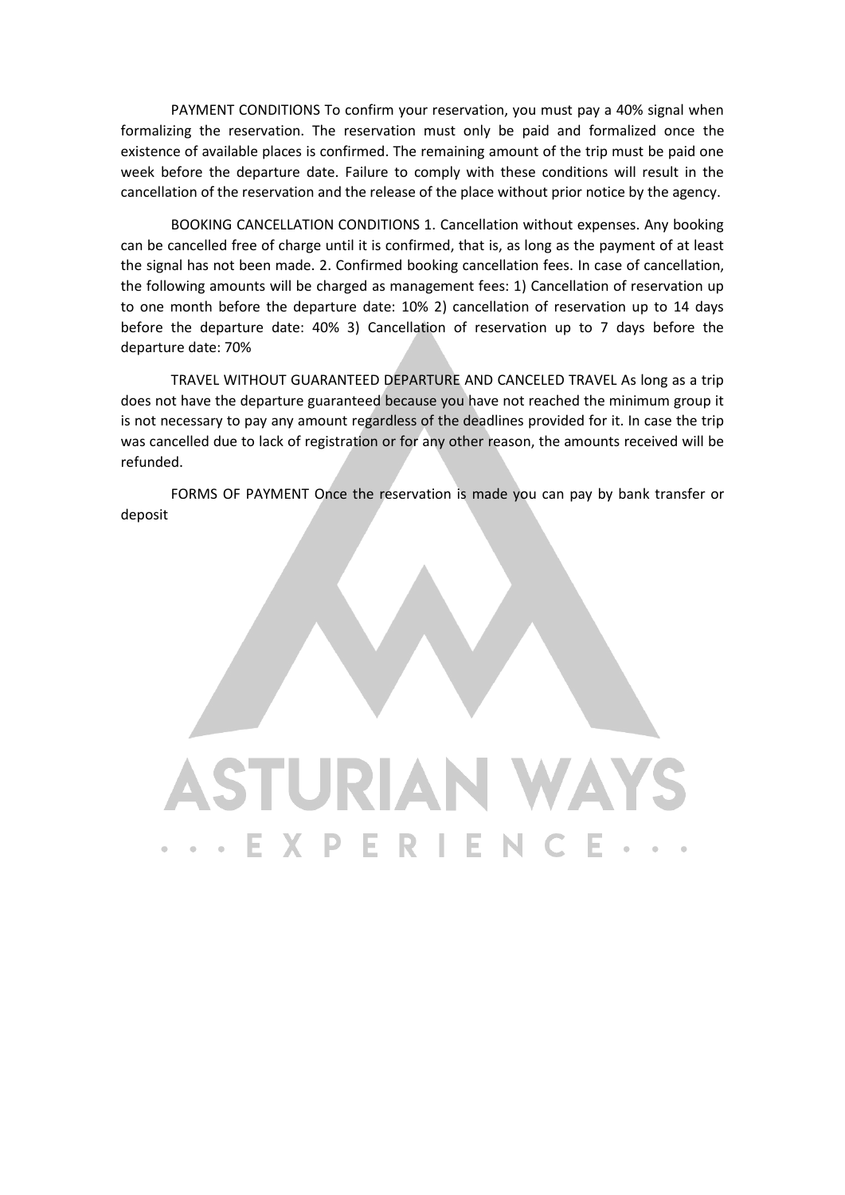PAYMENT CONDITIONS To confirm your reservation, you must pay a 40% signal when formalizing the reservation. The reservation must only be paid and formalized once the existence of available places is confirmed. The remaining amount of the trip must be paid one week before the departure date. Failure to comply with these conditions will result in the cancellation of the reservation and the release of the place without prior notice by the agency.

BOOKING CANCELLATION CONDITIONS 1. Cancellation without expenses. Any booking can be cancelled free of charge until it is confirmed, that is, as long as the payment of at least the signal has not been made. 2. Confirmed booking cancellation fees. In case of cancellation, the following amounts will be charged as management fees: 1) Cancellation of reservation up to one month before the departure date: 10% 2) cancellation of reservation up to 14 days before the departure date: 40% 3) Cancellation of reservation up to 7 days before the departure date: 70%

TRAVEL WITHOUT GUARANTEED DEPARTURE AND CANCELED TRAVEL As long as a trip does not have the departure guaranteed because you have not reached the minimum group it is not necessary to pay any amount regardless of the deadlines provided for it. In case the trip was cancelled due to lack of registration or for any other reason, the amounts received will be refunded.

FORMS OF PAYMENT Once the reservation is made you can pay by bank transfer or deposit